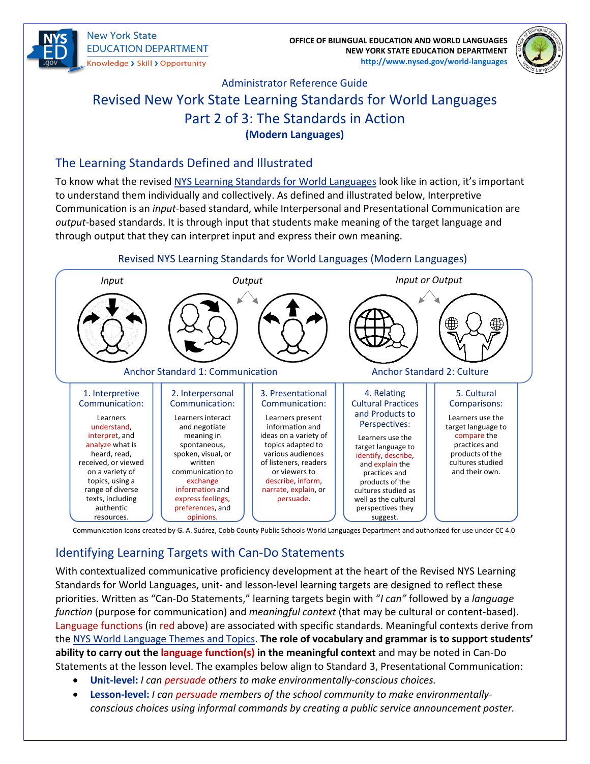New York State EDUCATION DEPARTMENT
Knowledge › Skill › Opportunity

**OFFICE OF BILINGUAL EDUCATION AND WORLD LANGUAGES**
**NEW YORK STATE EDUCATION DEPARTMENT**
**http://www.nysed.gov/world-languages**

Administrator Reference Guide

# Revised New York State Learning Standards for World Languages Part 2 of 3: The Standards in Action

**(Modern Languages)**

## The Learning Standards Defined and Illustrated

To know what the revised NYS Learning Standards for World Languages look like in action, it's important to understand them individually and collectively. As defined and illustrated below, Interpretive Communication is an *input*-based standard, while Interpersonal and Presentational Communication are *output*-based standards. It is through input that students make meaning of the target language and through output that they can interpret input and express their own meaning.

Revised NYS Learning Standards for World Languages (Modern Languages)

| Anchor Standard 1: Communication | | | Anchor Standard 2: Culture | |
|---|---|---|---|---|
| *Input* | *Output* | *Output* | *Input or Output* | *Input or Output* |
| 1. Interpretive Communication: Learners understand, interpret, and analyze what is heard, read, received, or viewed on a variety of topics, using a range of diverse texts, including authentic resources. | 2. Interpersonal Communication: Learners interact and negotiate meaning in spontaneous, spoken, visual, or written communication to exchange information and express feelings, preferences, and opinions. | 3. Presentational Communication: Learners present information and ideas on a variety of topics adapted to various audiences of listeners, readers or viewers to describe, inform, narrate, explain, or persuade. | 4. Relating Cultural Practices and Products to Perspectives: Learners use the target language to identify, describe, and explain the practices and products of the cultures studied as well as the cultural perspectives they suggest. | 5. Cultural Comparisons: Learners use the target language to compare the practices and products of the cultures studied and their own. |

Communication Icons created by G. A. Suárez, Cobb County Public Schools World Languages Department and authorized for use under CC 4.0

## Identifying Learning Targets with Can-Do Statements

With contextualized communicative proficiency development at the heart of the Revised NYS Learning Standards for World Languages, unit- and lesson-level learning targets are designed to reflect these priorities. Written as "Can-Do Statements," learning targets begin with "*I can"* followed by a *language function* (purpose for communication) and *meaningful context* (that may be cultural or content-based). Language functions (in red above) are associated with specific standards. Meaningful contexts derive from the NYS World Language Themes and Topics. **The role of vocabulary and grammar is to support students' ability to carry out the language function(s) in the meaningful context** and may be noted in Can-Do Statements at the lesson level. The examples below align to Standard 3, Presentational Communication:

- **Unit-level:** *I can persuade others to make environmentally-conscious choices.*
- **Lesson-level:** *I can persuade members of the school community to make environmentally-conscious choices using informal commands by creating a public service announcement poster.*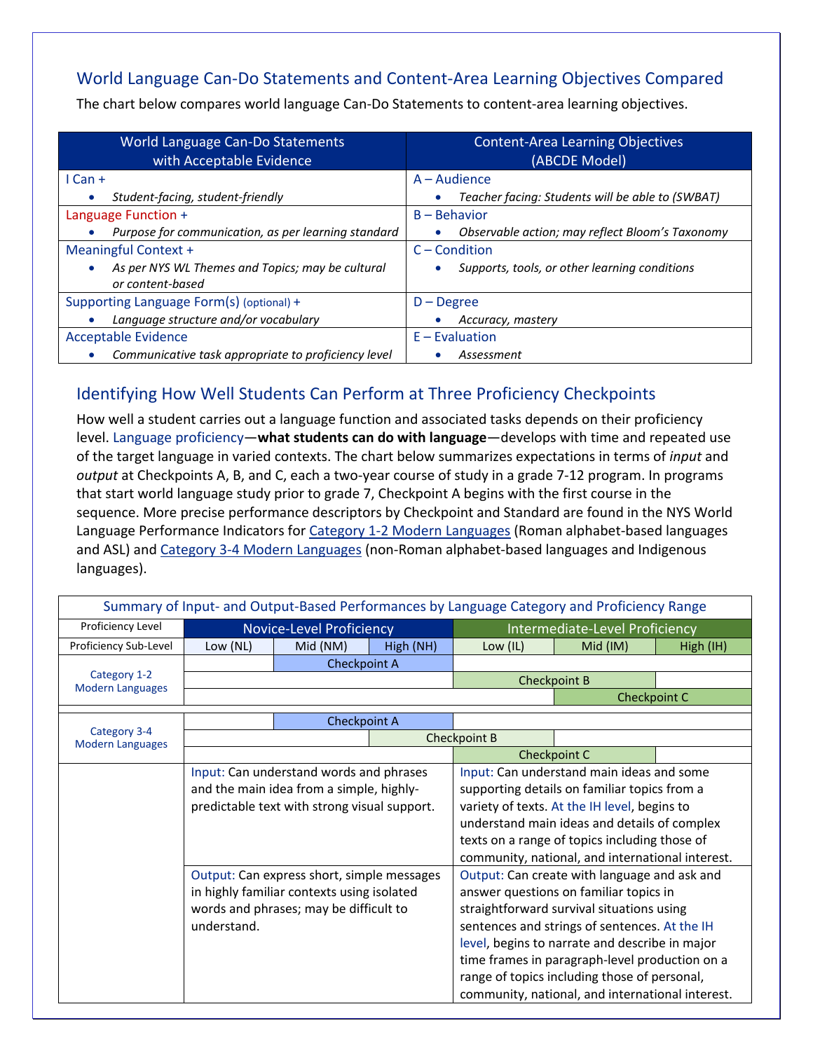## World Language Can-Do Statements and Content-Area Learning Objectives Compared

The chart below compares world language Can-Do Statements to content-area learning objectives.

| World Language Can-Do Statements with Acceptable Evidence | Content-Area Learning Objectives (ABCDE Model) |
|---|---|
| I Can + <br>• *Student-facing, student-friendly* | A – Audience <br>• *Teacher facing: Students will be able to (SWBAT)* |
| Language Function + <br>• *Purpose for communication, as per learning standard* | B – Behavior <br>• *Observable action; may reflect Bloom's Taxonomy* |
| Meaningful Context + <br>• *As per NYS WL Themes and Topics; may be cultural or content-based* | C – Condition <br>• *Supports, tools, or other learning conditions* |
| Supporting Language Form(s) (optional) + <br>• *Language structure and/or vocabulary* | D – Degree <br>• *Accuracy, mastery* |
| Acceptable Evidence <br>• *Communicative task appropriate to proficiency level* | E – Evaluation <br>• *Assessment* |

## Identifying How Well Students Can Perform at Three Proficiency Checkpoints

How well a student carries out a language function and associated tasks depends on their proficiency level. Language proficiency—**what students can do with language**—develops with time and repeated use of the target language in varied contexts. The chart below summarizes expectations in terms of *input* and *output* at Checkpoints A, B, and C, each a two-year course of study in a grade 7-12 program. In programs that start world language study prior to grade 7, Checkpoint A begins with the first course in the sequence. More precise performance descriptors by Checkpoint and Standard are found in the NYS World Language Performance Indicators for Category 1-2 Modern Languages (Roman alphabet-based languages and ASL) and Category 3-4 Modern Languages (non-Roman alphabet-based languages and Indigenous languages).

| Summary of Input- and Output-Based Performances by Language Category and Proficiency Range | | | | | | |
|---|---|---|---|---|---|---|
| Proficiency Level | Novice-Level Proficiency | | | Intermediate-Level Proficiency | | |
| Proficiency Sub-Level | Low (NL) | Mid (NM) | High (NH) | Low (IL) | Mid (IM) | High (IH) |
| Category 1-2 Modern Languages | | Checkpoint A | Checkpoint A | | | |
| | | | | Checkpoint B | Checkpoint B | |
| | | | | | Checkpoint C | Checkpoint C |
| Category 3-4 Modern Languages | | Checkpoint A | Checkpoint A | | | |
| | | | Checkpoint B | Checkpoint B | | |
| | | | | Checkpoint C | Checkpoint C | |
| | Input: Can understand words and phrases and the main idea from a simple, highly-predictable text with strong visual support. | | | Input: Can understand main ideas and some supporting details on familiar topics from a variety of texts. At the IH level, begins to understand main ideas and details of complex texts on a range of topics including those of community, national, and international interest. | | |
| | Output: Can express short, simple messages in highly familiar contexts using isolated words and phrases; may be difficult to understand. | | | Output: Can create with language and ask and answer questions on familiar topics in straightforward survival situations using sentences and strings of sentences. At the IH level, begins to narrate and describe in major time frames in paragraph-level production on a range of topics including those of personal, community, national, and international interest. | | |